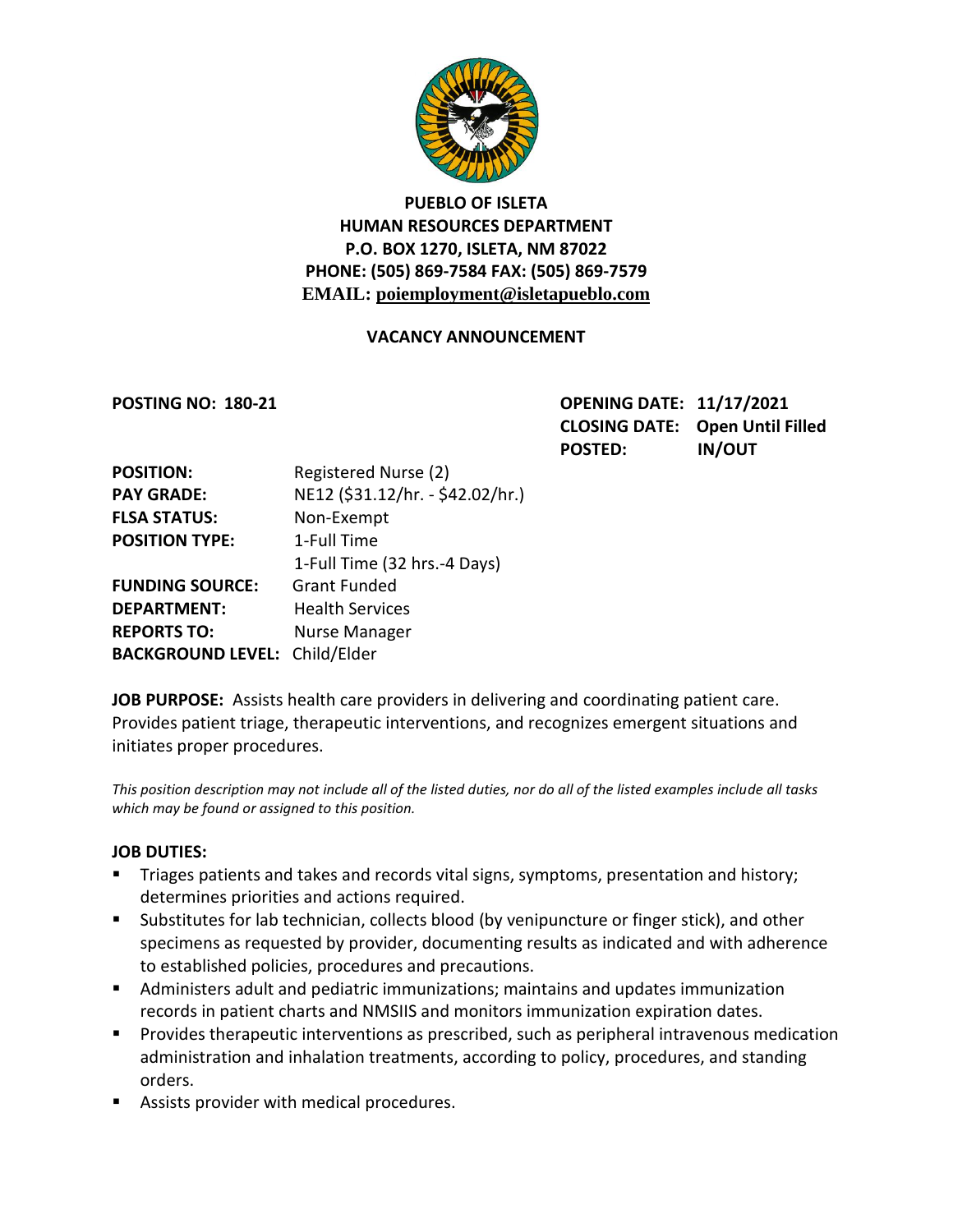**PUEBLO OF ISLETA**
**HUMAN RESOURCES DEPARTMENT**
**P.O. BOX 1270, ISLETA, NM 87022**
**PHONE: (505) 869-7584 FAX: (505) 869-7579**
**EMAIL: poiemployment@isletapueblo.com**

**VACANCY ANNOUNCEMENT**

**POSTING NO: 180-21**

**OPENING DATE:** 11/17/2021
**CLOSING DATE:** Open Until Filled
**POSTED:** IN/OUT

| | |
|---|---|
| **POSITION:** | Registered Nurse (2) |
| **PAY GRADE:** | NE12 ($31.12/hr. - $42.02/hr.) |
| **FLSA STATUS:** | Non-Exempt |
| **POSITION TYPE:** | 1-Full Time<br>1-Full Time (32 hrs.-4 Days) |
| **FUNDING SOURCE:** | Grant Funded |
| **DEPARTMENT:** | Health Services |
| **REPORTS TO:** | Nurse Manager |
| **BACKGROUND LEVEL:** | Child/Elder |

**JOB PURPOSE:** Assists health care providers in delivering and coordinating patient care. Provides patient triage, therapeutic interventions, and recognizes emergent situations and initiates proper procedures.

*This position description may not include all of the listed duties, nor do all of the listed examples include all tasks which may be found or assigned to this position.*

**JOB DUTIES:**

- Triages patients and takes and records vital signs, symptoms, presentation and history; determines priorities and actions required.
- Substitutes for lab technician, collects blood (by venipuncture or finger stick), and other specimens as requested by provider, documenting results as indicated and with adherence to established policies, procedures and precautions.
- Administers adult and pediatric immunizations; maintains and updates immunization records in patient charts and NMSIIS and monitors immunization expiration dates.
- Provides therapeutic interventions as prescribed, such as peripheral intravenous medication administration and inhalation treatments, according to policy, procedures, and standing orders.
- Assists provider with medical procedures.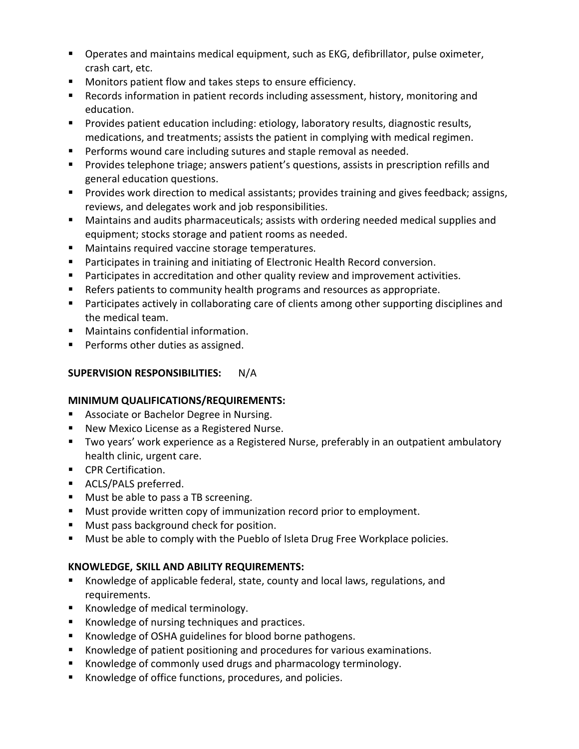- Operates and maintains medical equipment, such as EKG, defibrillator, pulse oximeter, crash cart, etc.
- Monitors patient flow and takes steps to ensure efficiency.
- Records information in patient records including assessment, history, monitoring and education.
- Provides patient education including: etiology, laboratory results, diagnostic results, medications, and treatments; assists the patient in complying with medical regimen.
- Performs wound care including sutures and staple removal as needed.
- Provides telephone triage; answers patient's questions, assists in prescription refills and general education questions.
- Provides work direction to medical assistants; provides training and gives feedback; assigns, reviews, and delegates work and job responsibilities.
- Maintains and audits pharmaceuticals; assists with ordering needed medical supplies and equipment; stocks storage and patient rooms as needed.
- Maintains required vaccine storage temperatures.
- Participates in training and initiating of Electronic Health Record conversion.
- Participates in accreditation and other quality review and improvement activities.
- Refers patients to community health programs and resources as appropriate.
- Participates actively in collaborating care of clients among other supporting disciplines and the medical team.
- Maintains confidential information.
- Performs other duties as assigned.

**SUPERVISION RESPONSIBILITIES:** N/A

**MINIMUM QUALIFICATIONS/REQUIREMENTS:**

- Associate or Bachelor Degree in Nursing.
- New Mexico License as a Registered Nurse.
- Two years' work experience as a Registered Nurse, preferably in an outpatient ambulatory health clinic, urgent care.
- CPR Certification.
- ACLS/PALS preferred.
- Must be able to pass a TB screening.
- Must provide written copy of immunization record prior to employment.
- Must pass background check for position.
- Must be able to comply with the Pueblo of Isleta Drug Free Workplace policies.

**KNOWLEDGE, SKILL AND ABILITY REQUIREMENTS:**

- Knowledge of applicable federal, state, county and local laws, regulations, and requirements.
- Knowledge of medical terminology.
- Knowledge of nursing techniques and practices.
- Knowledge of OSHA guidelines for blood borne pathogens.
- Knowledge of patient positioning and procedures for various examinations.
- Knowledge of commonly used drugs and pharmacology terminology.
- Knowledge of office functions, procedures, and policies.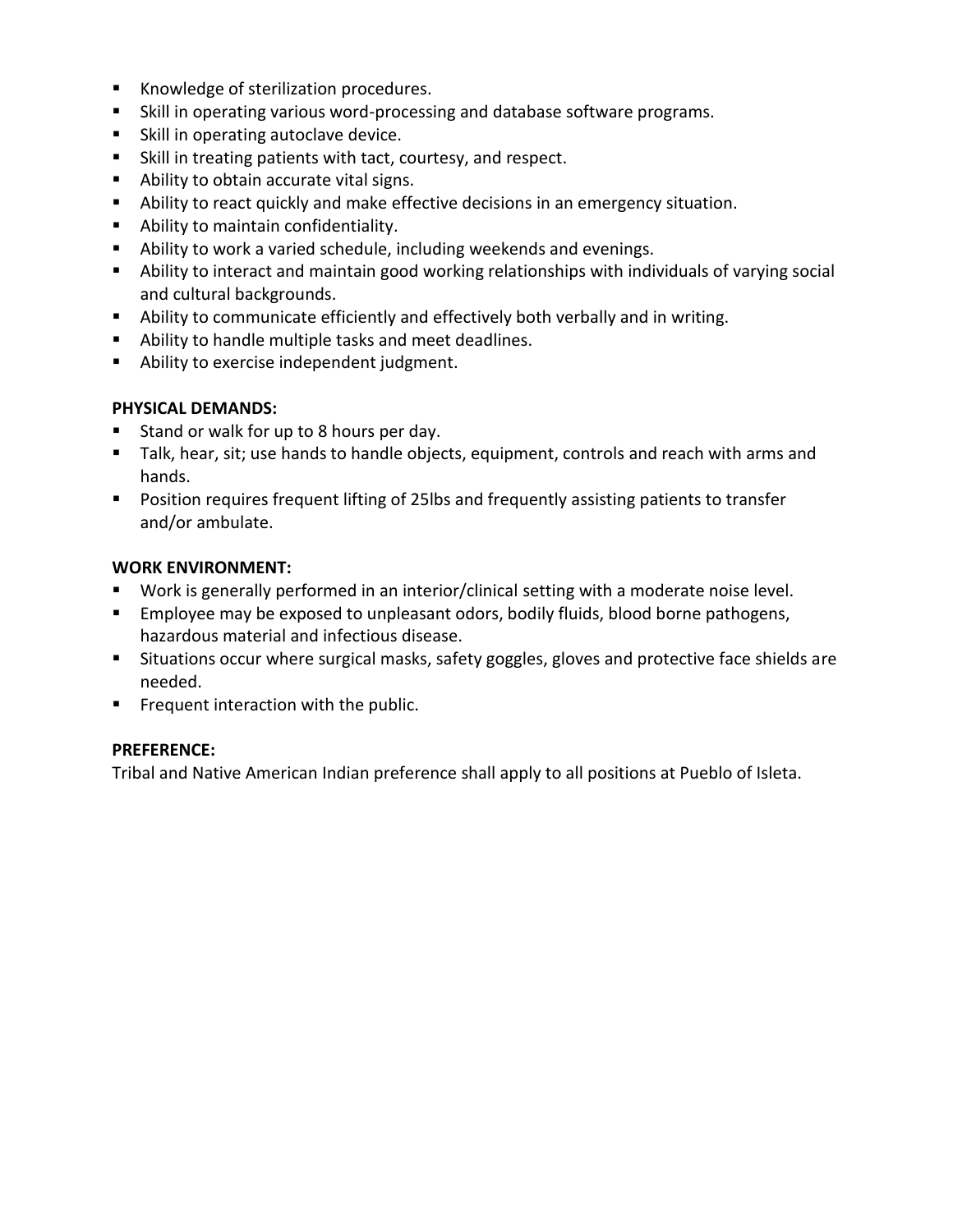- Knowledge of sterilization procedures.
- Skill in operating various word-processing and database software programs.
- Skill in operating autoclave device.
- Skill in treating patients with tact, courtesy, and respect.
- Ability to obtain accurate vital signs.
- Ability to react quickly and make effective decisions in an emergency situation.
- Ability to maintain confidentiality.
- Ability to work a varied schedule, including weekends and evenings.
- Ability to interact and maintain good working relationships with individuals of varying social and cultural backgrounds.
- Ability to communicate efficiently and effectively both verbally and in writing.
- Ability to handle multiple tasks and meet deadlines.
- Ability to exercise independent judgment.

**PHYSICAL DEMANDS:**

- Stand or walk for up to 8 hours per day.
- Talk, hear, sit; use hands to handle objects, equipment, controls and reach with arms and hands.
- Position requires frequent lifting of 25lbs and frequently assisting patients to transfer and/or ambulate.

**WORK ENVIRONMENT:**

- Work is generally performed in an interior/clinical setting with a moderate noise level.
- Employee may be exposed to unpleasant odors, bodily fluids, blood borne pathogens, hazardous material and infectious disease.
- Situations occur where surgical masks, safety goggles, gloves and protective face shields are needed.
- Frequent interaction with the public.

**PREFERENCE:**

Tribal and Native American Indian preference shall apply to all positions at Pueblo of Isleta.